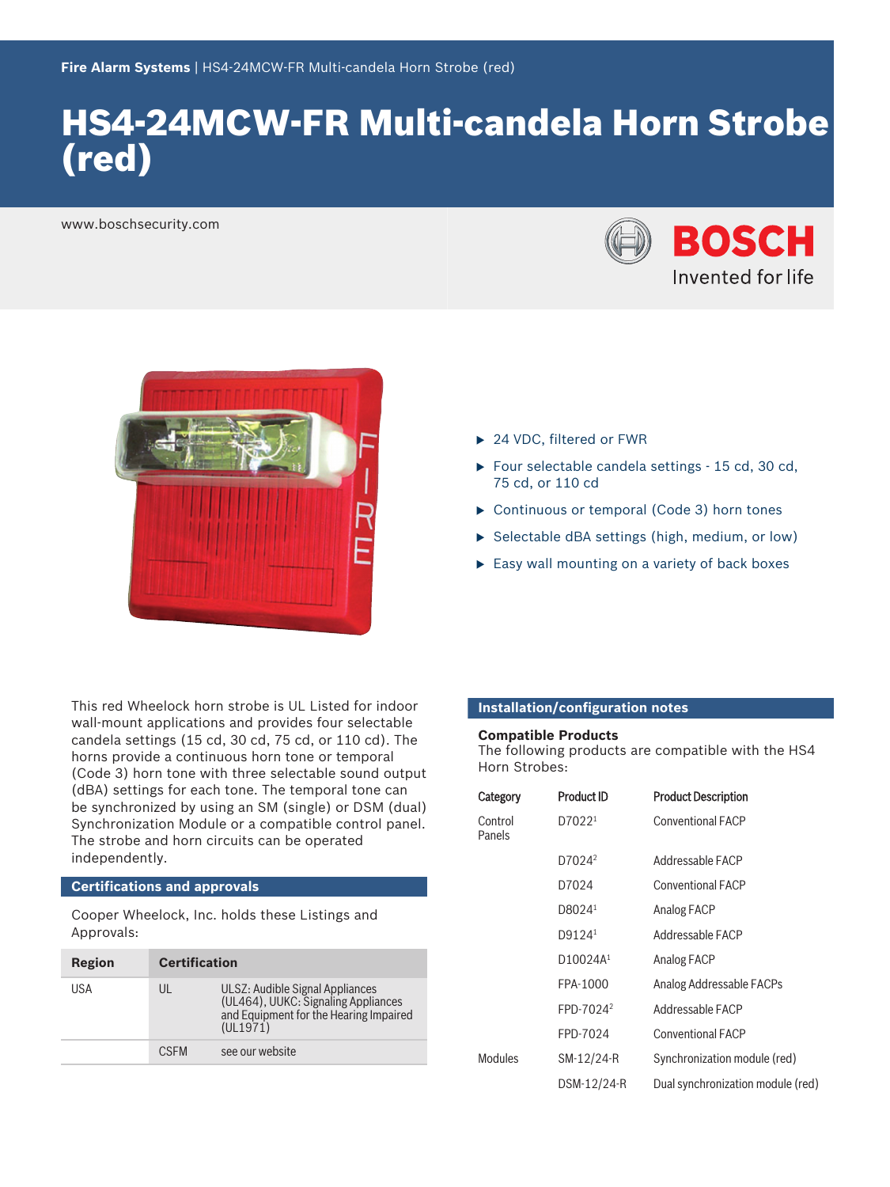Fire Alarm Systems | HS4-24MCW-FR Multi-candela Horn Strobe (red)

# HS4-24MCW-FR Multi-candela Horn Strobe (red)

www.boschsecurity.com

BOSCH
Invented for life

- 24 VDC, filtered or FWR
- Four selectable candela settings - 15 cd, 30 cd, 75 cd, or 110 cd
- Continuous or temporal (Code 3) horn tones
- Selectable dBA settings (high, medium, or low)
- Easy wall mounting on a variety of back boxes

This red Wheelock horn strobe is UL Listed for indoor wall-mount applications and provides four selectable candela settings (15 cd, 30 cd, 75 cd, or 110 cd). The horns provide a continuous horn tone or temporal (Code 3) horn tone with three selectable sound output (dBA) settings for each tone. The temporal tone can be synchronized by using an SM (single) or DSM (dual) Synchronization Module or a compatible control panel. The strobe and horn circuits can be operated independently.

## Certifications and approvals

Cooper Wheelock, Inc. holds these Listings and Approvals:

| Region | Certification | |
|---|---|---|
| USA | UL | ULSZ: Audible Signal Appliances (UL464), UUKC: Signaling Appliances and Equipment for the Hearing Impaired (UL1971) |
| | CSFM | see our website |

## Installation/configuration notes

**Compatible Products**
The following products are compatible with the HS4 Horn Strobes:

| Category | Product ID | Product Description |
|---|---|---|
| Control Panels | D7022[1] | Conventional FACP |
| | D7024[2] | Addressable FACP |
| | D7024 | Conventional FACP |
| | D8024[1] | Analog FACP |
| | D9124[1] | Addressable FACP |
| | D10024A[1] | Analog FACP |
| | FPA-1000 | Analog Addressable FACPs |
| | FPD-7024[2] | Addressable FACP |
| | FPD-7024 | Conventional FACP |
| Modules | SM-12/24-R | Synchronization module (red) |
| | DSM-12/24-R | Dual synchronization module (red) |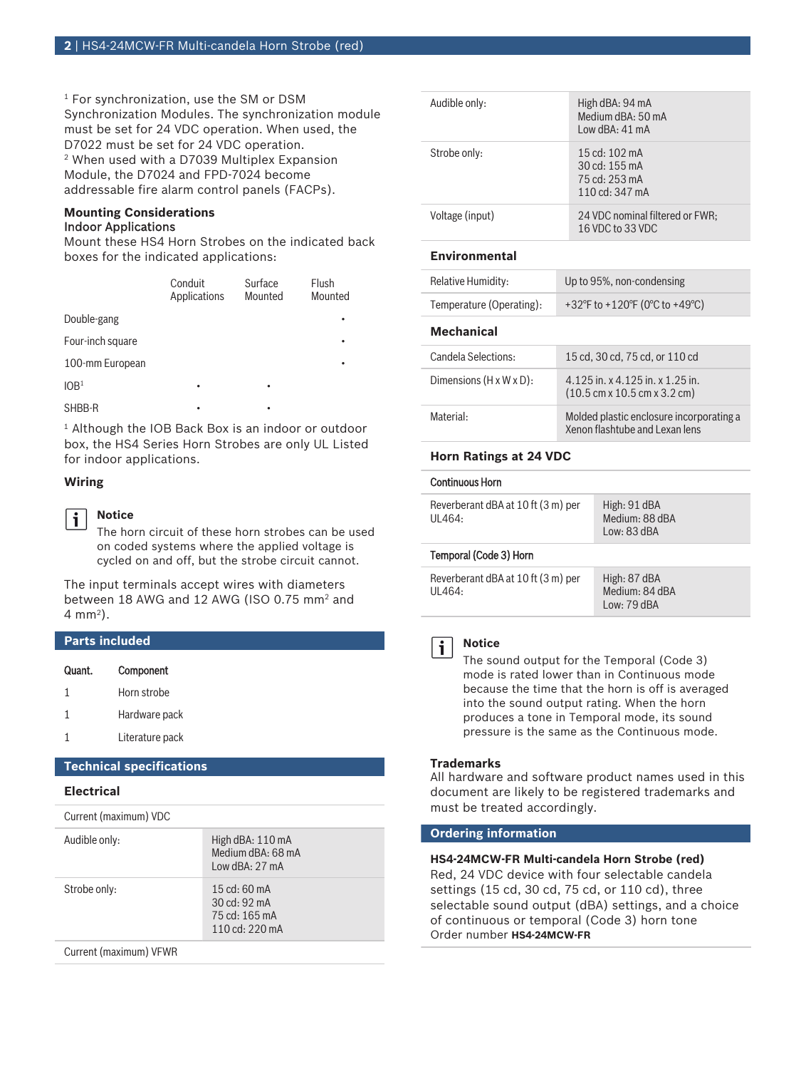[1] For synchronization, use the SM or DSM Synchronization Modules. The synchronization module must be set for 24 VDC operation. When used, the D7022 must be set for 24 VDC operation.
[2] When used with a D7039 Multiplex Expansion Module, the D7024 and FPD-7024 become addressable fire alarm control panels (FACPs).

### Mounting Considerations

**Indoor Applications**

Mount these HS4 Horn Strobes on the indicated back boxes for the indicated applications:

| | Conduit Applications | Surface Mounted | Flush Mounted |
|---|---|---|---|
| Double-gang | | | • |
| Four-inch square | | | • |
| 100-mm European | | | • |
| IOB[1] | • | • | |
| SHBB-R | • | • | |

[1] Although the IOB Back Box is an indoor or outdoor box, the HS4 Series Horn Strobes are only UL Listed for indoor applications.

### Wiring

> **Notice**
> The horn circuit of these horn strobes can be used on coded systems where the applied voltage is cycled on and off, but the strobe circuit cannot.

The input terminals accept wires with diameters between 18 AWG and 12 AWG (ISO 0.75 mm² and 4 mm²).

## Parts included

| Quant. | Component |
|---|---|
| 1 | Horn strobe |
| 1 | Hardware pack |
| 1 | Literature pack |

## Technical specifications

### Electrical

| Current (maximum) VDC | |
|---|---|
| Audible only: | High dBA: 110 mA<br>Medium dBA: 68 mA<br>Low dBA: 27 mA |
| Strobe only: | 15 cd: 60 mA<br>30 cd: 92 mA<br>75 cd: 165 mA<br>110 cd: 220 mA |
| **Current (maximum) VFWR** | |
| Audible only: | High dBA: 94 mA<br>Medium dBA: 50 mA<br>Low dBA: 41 mA |
| Strobe only: | 15 cd: 102 mA<br>30 cd: 155 mA<br>75 cd: 253 mA<br>110 cd: 347 mA |
| Voltage (input) | 24 VDC nominal filtered or FWR;<br>16 VDC to 33 VDC |

### Environmental

| | |
|---|---|
| Relative Humidity: | Up to 95%, non-condensing |
| Temperature (Operating): | +32°F to +120°F (0°C to +49°C) |

### Mechanical

| | |
|---|---|
| Candela Selections: | 15 cd, 30 cd, 75 cd, or 110 cd |
| Dimensions (H x W x D): | 4.125 in. x 4.125 in. x 1.25 in.<br>(10.5 cm x 10.5 cm x 3.2 cm) |
| Material: | Molded plastic enclosure incorporating a Xenon flashtube and Lexan lens |

### Horn Ratings at 24 VDC

| Continuous Horn | |
|---|---|
| Reverberant dBA at 10 ft (3 m) per UL464: | High: 91 dBA<br>Medium: 88 dBA<br>Low: 83 dBA |
| **Temporal (Code 3) Horn** | |
| Reverberant dBA at 10 ft (3 m) per UL464: | High: 87 dBA<br>Medium: 84 dBA<br>Low: 79 dBA |

> **Notice**
> The sound output for the Temporal (Code 3) mode is rated lower than in Continuous mode because the time that the horn is off is averaged into the sound output rating. When the horn produces a tone in Temporal mode, its sound pressure is the same as the Continuous mode.

### Trademarks

All hardware and software product names used in this document are likely to be registered trademarks and must be treated accordingly.

## Ordering information

**HS4-24MCW-FR Multi-candela Horn Strobe (red)**
Red, 24 VDC device with four selectable candela settings (15 cd, 30 cd, 75 cd, or 110 cd), three selectable sound output (dBA) settings, and a choice of continuous or temporal (Code 3) horn tone
Order number **HS4-24MCW-FR**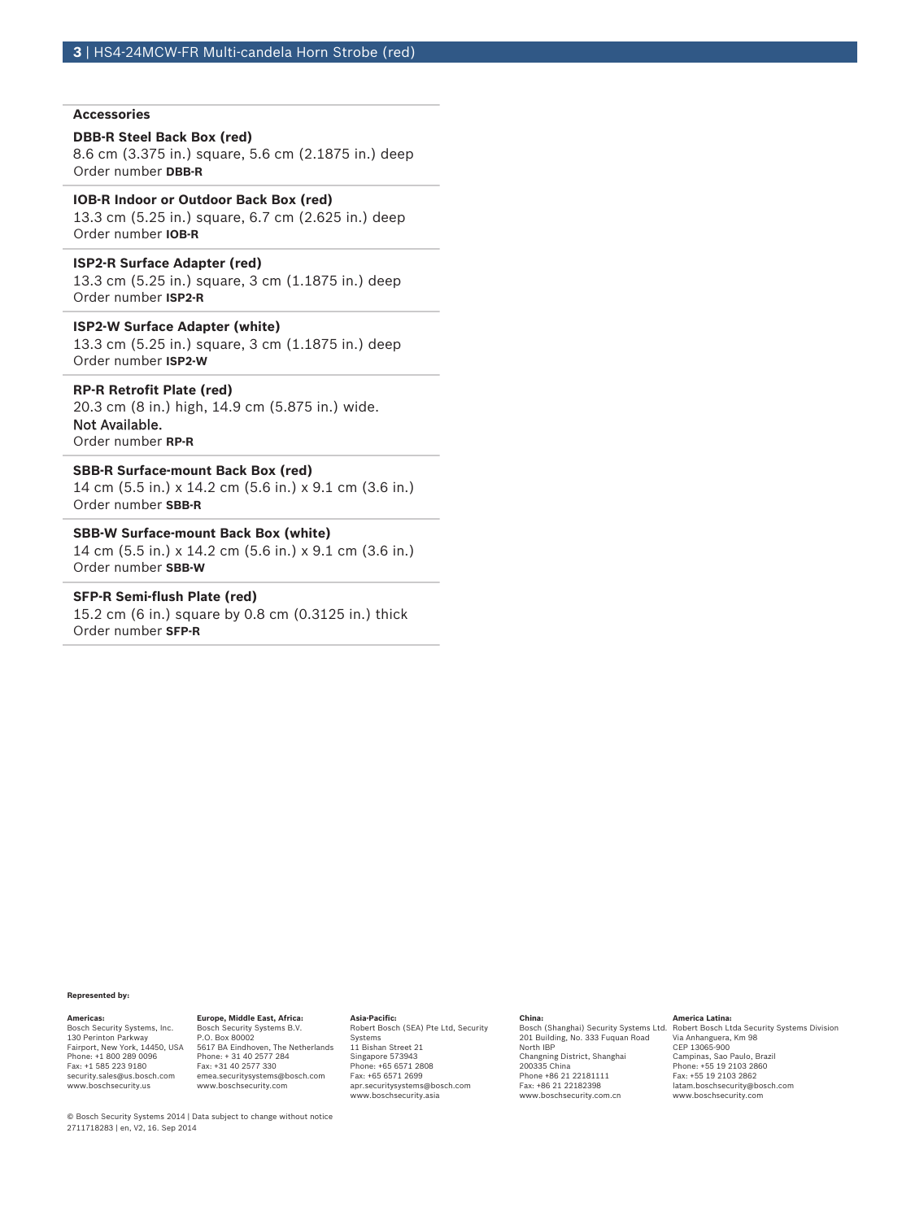## Accessories

**DBB-R Steel Back Box (red)**
8.6 cm (3.375 in.) square, 5.6 cm (2.1875 in.) deep
Order number **DBB-R**

**IOB-R Indoor or Outdoor Back Box (red)**
13.3 cm (5.25 in.) square, 6.7 cm (2.625 in.) deep
Order number **IOB-R**

**ISP2-R Surface Adapter (red)**
13.3 cm (5.25 in.) square, 3 cm (1.1875 in.) deep
Order number **ISP2-R**

**ISP2-W Surface Adapter (white)**
13.3 cm (5.25 in.) square, 3 cm (1.1875 in.) deep
Order number **ISP2-W**

**RP-R Retrofit Plate (red)**
20.3 cm (8 in.) high, 14.9 cm (5.875 in.) wide.
Not Available.
Order number **RP-R**

**SBB-R Surface-mount Back Box (red)**
14 cm (5.5 in.) x 14.2 cm (5.6 in.) x 9.1 cm (3.6 in.)
Order number **SBB-R**

**SBB-W Surface-mount Back Box (white)**
14 cm (5.5 in.) x 14.2 cm (5.6 in.) x 9.1 cm (3.6 in.)
Order number **SBB-W**

**SFP-R Semi-flush Plate (red)**
15.2 cm (6 in.) square by 0.8 cm (0.3125 in.) thick
Order number **SFP-R**

**Represented by:**

**Americas:**
Bosch Security Systems, Inc.
130 Perinton Parkway
Fairport, New York, 14450, USA
Phone: +1 800 289 0096
Fax: +1 585 223 9180
security.sales@us.bosch.com
www.boschsecurity.us

**Europe, Middle East, Africa:**
Bosch Security Systems B.V.
P.O. Box 80002
5617 BA Eindhoven, The Netherlands
Phone: + 31 40 2577 284
Fax: +31 40 2577 330
emea.securitysystems@bosch.com
www.boschsecurity.com

**Asia-Pacific:**
Robert Bosch (SEA) Pte Ltd, Security Systems
11 Bishan Street 21
Singapore 573943
Phone: +65 6571 2808
Fax: +65 6571 2699
apr.securitysystems@bosch.com
www.boschsecurity.asia

**China:**
Bosch (Shanghai) Security Systems Ltd.
201 Building, No. 333 Fuquan Road
North IBP
Changning District, Shanghai
200335 China
Phone +86 21 22181111
Fax: +86 21 22182398
www.boschsecurity.com.cn

**America Latina:**
Robert Bosch Ltda Security Systems Division
Via Anhanguera, Km 98
CEP 13065-900
Campinas, Sao Paulo, Brazil
Phone: +55 19 2103 2860
Fax: +55 19 2103 2862
latam.boschsecurity@bosch.com
www.boschsecurity.com

© Bosch Security Systems 2014 | Data subject to change without notice
2711718283 | en, V2, 16. Sep 2014